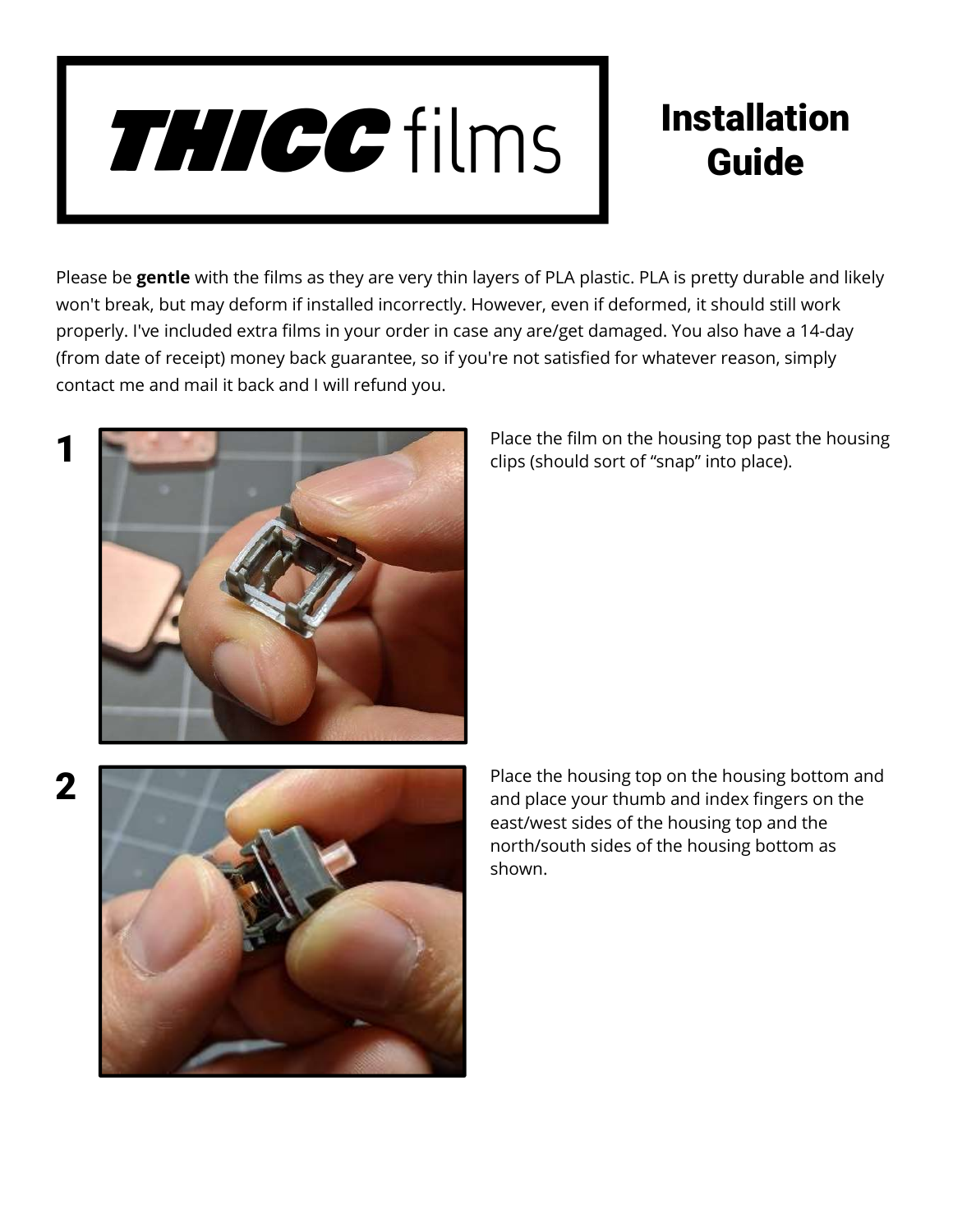# THICC films

## Installation Guide

Please be **gentle** with the films as they are very thin layers of PLA plastic. PLA is pretty durable and likely won't break, but may deform if installed incorrectly. However, even if deformed, it should still work properly. I've included extra films in your order in case any are/get damaged. You also have a 14-day (from date of receipt) money back guarantee, so if you're not satisfied for whatever reason, simply contact me and mail it back and I will refund you.

**1**

Place the film on the housing top past the housing clips (should sort of "snap" into place).

**2**

Place the housing top on the housing bottom and and place your thumb and index fingers on the east/west sides of the housing top and the north/south sides of the housing bottom as shown.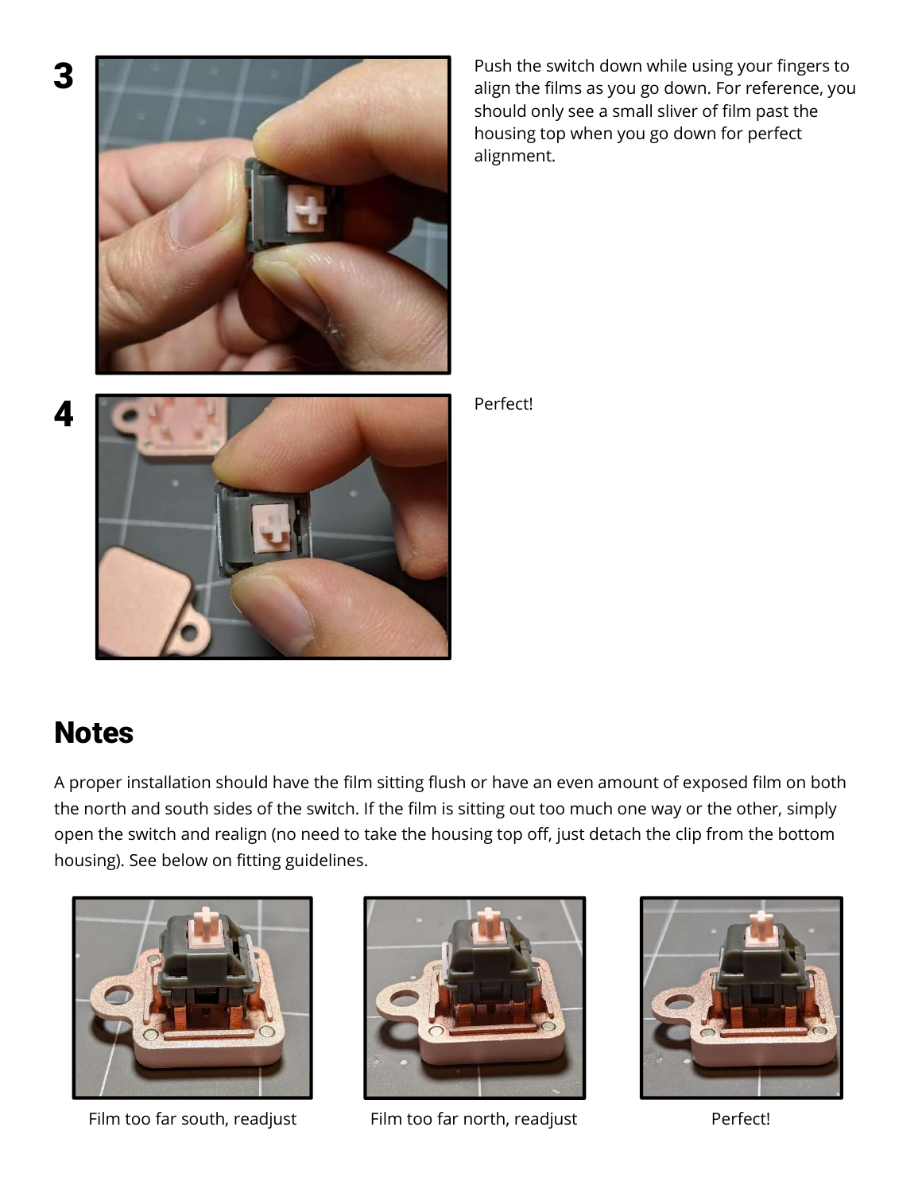**3**

Push the switch down while using your fingers to align the films as you go down. For reference, you should only see a small sliver of film past the housing top when you go down for perfect alignment.

**4**

Perfect!

## Notes

A proper installation should have the film sitting flush or have an even amount of exposed film on both the north and south sides of the switch. If the film is sitting out too much one way or the other, simply open the switch and realign (no need to take the housing top off, just detach the clip from the bottom housing). See below on fitting guidelines.

Film too far south, readjust

Film too far north, readjust

Perfect!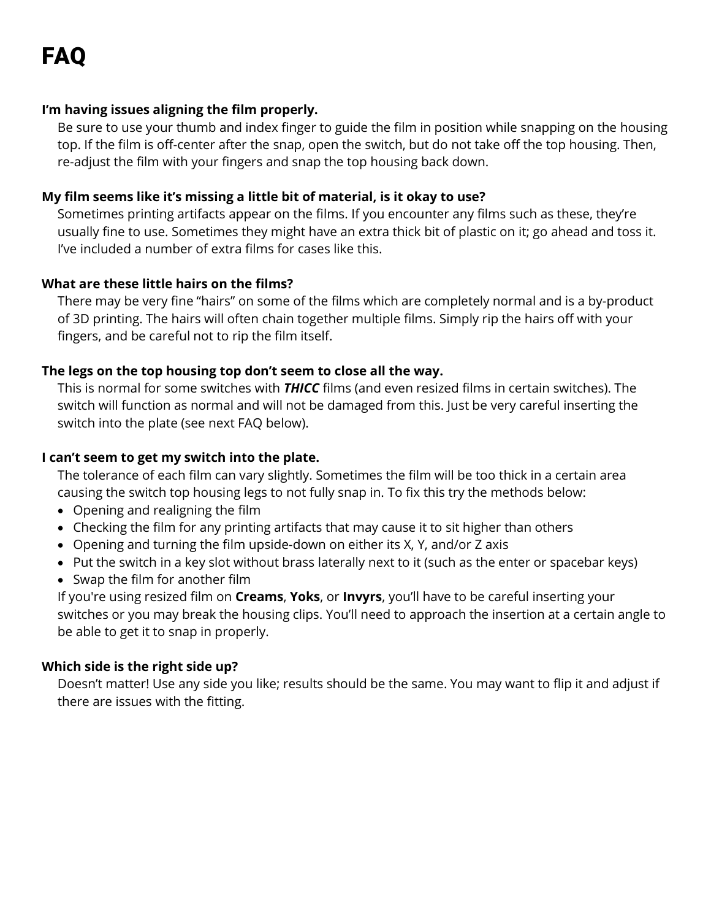# FAQ

**I'm having issues aligning the film properly.**

Be sure to use your thumb and index finger to guide the film in position while snapping on the housing top. If the film is off-center after the snap, open the switch, but do not take off the top housing. Then, re-adjust the film with your fingers and snap the top housing back down.

**My film seems like it's missing a little bit of material, is it okay to use?**

Sometimes printing artifacts appear on the films. If you encounter any films such as these, they're usually fine to use. Sometimes they might have an extra thick bit of plastic on it; go ahead and toss it. I've included a number of extra films for cases like this.

**What are these little hairs on the films?**

There may be very fine "hairs" on some of the films which are completely normal and is a by-product of 3D printing. The hairs will often chain together multiple films. Simply rip the hairs off with your fingers, and be careful not to rip the film itself.

**The legs on the top housing top don't seem to close all the way.**

This is normal for some switches with ***THICC*** films (and even resized films in certain switches). The switch will function as normal and will not be damaged from this. Just be very careful inserting the switch into the plate (see next FAQ below).

**I can't seem to get my switch into the plate.**

The tolerance of each film can vary slightly. Sometimes the film will be too thick in a certain area causing the switch top housing legs to not fully snap in. To fix this try the methods below:

- Opening and realigning the film
- Checking the film for any printing artifacts that may cause it to sit higher than others
- Opening and turning the film upside-down on either its X, Y, and/or Z axis
- Put the switch in a key slot without brass laterally next to it (such as the enter or spacebar keys)
- Swap the film for another film

If you're using resized film on **Creams**, **Yoks**, or **Invyrs**, you'll have to be careful inserting your switches or you may break the housing clips. You'll need to approach the insertion at a certain angle to be able to get it to snap in properly.

**Which side is the right side up?**

Doesn't matter! Use any side you like; results should be the same. You may want to flip it and adjust if there are issues with the fitting.